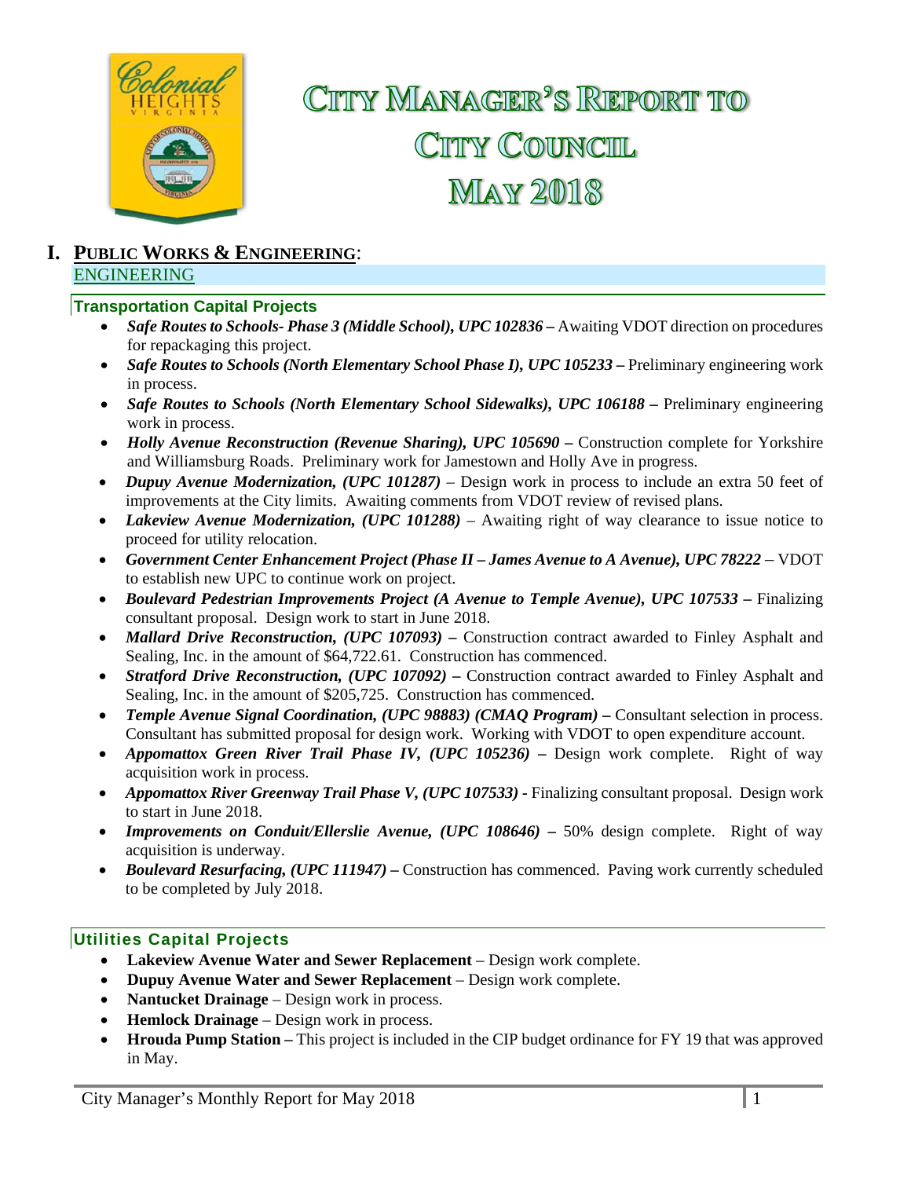# CITY MANAGER'S REPORT TO CITY COUNCIL MAY 2018

## I. PUBLIC WORKS & ENGINEERING:

### ENGINEERING

#### Transportation Capital Projects

- ***Safe Routes to Schools- Phase 3 (Middle School), UPC 102836 –*** Awaiting VDOT direction on procedures for repackaging this project.
- ***Safe Routes to Schools (North Elementary School Phase I), UPC 105233 –*** Preliminary engineering work in process.
- ***Safe Routes to Schools (North Elementary School Sidewalks), UPC 106188 –*** Preliminary engineering work in process.
- ***Holly Avenue Reconstruction (Revenue Sharing), UPC 105690 –*** Construction complete for Yorkshire and Williamsburg Roads. Preliminary work for Jamestown and Holly Ave in progress.
- ***Dupuy Avenue Modernization, (UPC 101287)*** – Design work in process to include an extra 50 feet of improvements at the City limits. Awaiting comments from VDOT review of revised plans.
- ***Lakeview Avenue Modernization, (UPC 101288)*** – Awaiting right of way clearance to issue notice to proceed for utility relocation.
- ***Government Center Enhancement Project (Phase II – James Avenue to A Avenue), UPC 78222*** – VDOT to establish new UPC to continue work on project.
- ***Boulevard Pedestrian Improvements Project (A Avenue to Temple Avenue), UPC 107533 –*** Finalizing consultant proposal. Design work to start in June 2018.
- ***Mallard Drive Reconstruction, (UPC 107093) –*** Construction contract awarded to Finley Asphalt and Sealing, Inc. in the amount of $64,722.61. Construction has commenced.
- ***Stratford Drive Reconstruction, (UPC 107092) –*** Construction contract awarded to Finley Asphalt and Sealing, Inc. in the amount of $205,725. Construction has commenced.
- ***Temple Avenue Signal Coordination, (UPC 98883) (CMAQ Program) –*** Consultant selection in process. Consultant has submitted proposal for design work. Working with VDOT to open expenditure account.
- ***Appomattox Green River Trail Phase IV, (UPC 105236) –*** Design work complete. Right of way acquisition work in process.
- ***Appomattox River Greenway Trail Phase V, (UPC 107533) -*** Finalizing consultant proposal. Design work to start in June 2018.
- ***Improvements on Conduit/Ellerslie Avenue, (UPC 108646) –*** 50% design complete. Right of way acquisition is underway.
- ***Boulevard Resurfacing, (UPC 111947) –*** Construction has commenced. Paving work currently scheduled to be completed by July 2018.

#### Utilities Capital Projects

- **Lakeview Avenue Water and Sewer Replacement** – Design work complete.
- **Dupuy Avenue Water and Sewer Replacement** – Design work complete.
- **Nantucket Drainage** – Design work in process.
- **Hemlock Drainage** – Design work in process.
- **Hrouda Pump Station –** This project is included in the CIP budget ordinance for FY 19 that was approved in May.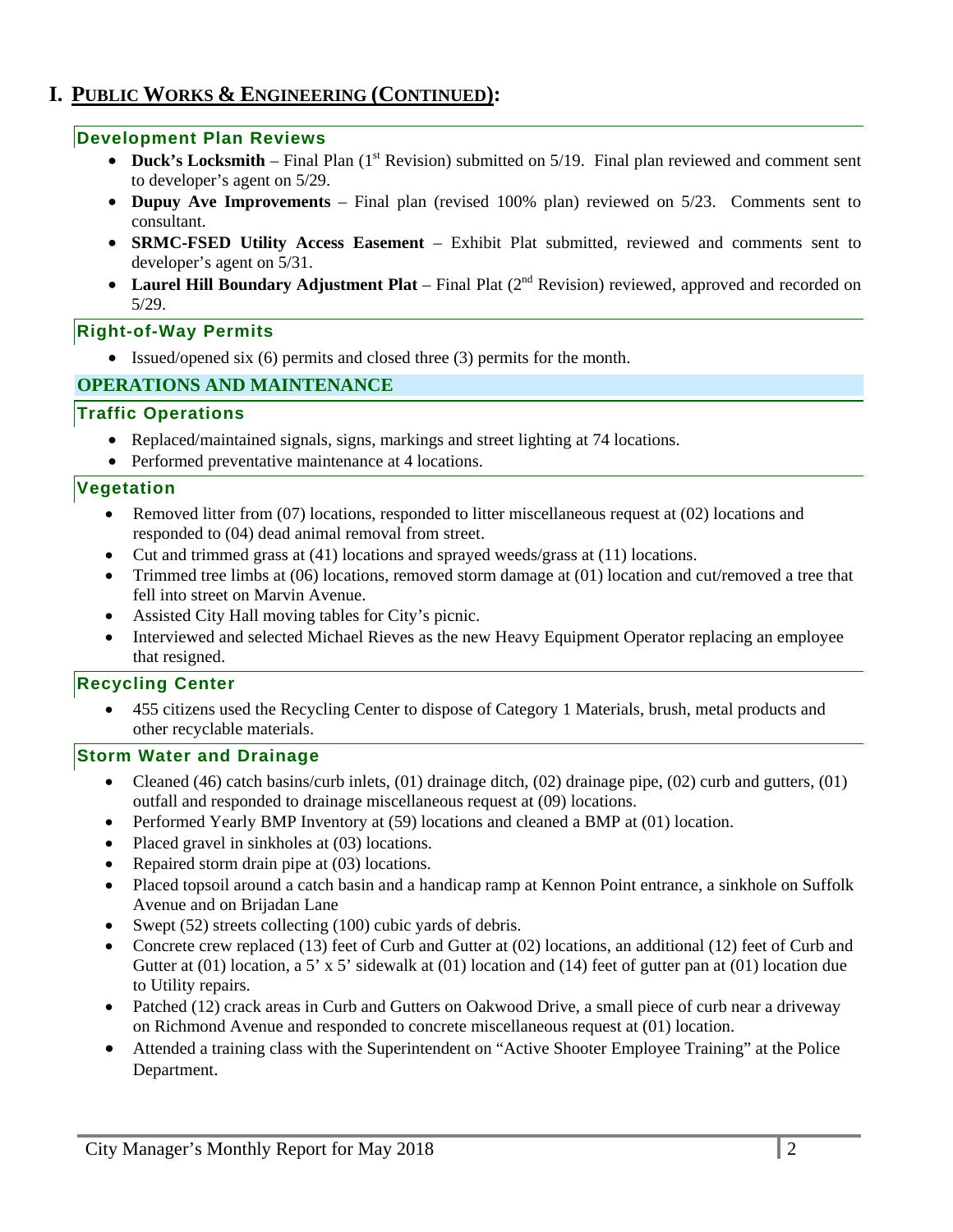# I. PUBLIC WORKS & ENGINEERING (CONTINUED):

### Development Plan Reviews

- **Duck's Locksmith** – Final Plan (1st Revision) submitted on 5/19. Final plan reviewed and comment sent to developer's agent on 5/29.
- **Dupuy Ave Improvements** – Final plan (revised 100% plan) reviewed on 5/23. Comments sent to consultant.
- **SRMC-FSED Utility Access Easement** – Exhibit Plat submitted, reviewed and comments sent to developer's agent on 5/31.
- **Laurel Hill Boundary Adjustment Plat** – Final Plat (2nd Revision) reviewed, approved and recorded on 5/29.

### Right-of-Way Permits

- Issued/opened six (6) permits and closed three (3) permits for the month.

## OPERATIONS AND MAINTENANCE

### Traffic Operations

- Replaced/maintained signals, signs, markings and street lighting at 74 locations.
- Performed preventative maintenance at 4 locations.

### Vegetation

- Removed litter from (07) locations, responded to litter miscellaneous request at (02) locations and responded to (04) dead animal removal from street.
- Cut and trimmed grass at (41) locations and sprayed weeds/grass at (11) locations.
- Trimmed tree limbs at (06) locations, removed storm damage at (01) location and cut/removed a tree that fell into street on Marvin Avenue.
- Assisted City Hall moving tables for City's picnic.
- Interviewed and selected Michael Rieves as the new Heavy Equipment Operator replacing an employee that resigned.

### Recycling Center

- 455 citizens used the Recycling Center to dispose of Category 1 Materials, brush, metal products and other recyclable materials.

### Storm Water and Drainage

- Cleaned (46) catch basins/curb inlets, (01) drainage ditch, (02) drainage pipe, (02) curb and gutters, (01) outfall and responded to drainage miscellaneous request at (09) locations.
- Performed Yearly BMP Inventory at (59) locations and cleaned a BMP at (01) location.
- Placed gravel in sinkholes at (03) locations.
- Repaired storm drain pipe at (03) locations.
- Placed topsoil around a catch basin and a handicap ramp at Kennon Point entrance, a sinkhole on Suffolk Avenue and on Brijadan Lane
- Swept (52) streets collecting (100) cubic yards of debris.
- Concrete crew replaced (13) feet of Curb and Gutter at (02) locations, an additional (12) feet of Curb and Gutter at (01) location, a 5' x 5' sidewalk at (01) location and (14) feet of gutter pan at (01) location due to Utility repairs.
- Patched (12) crack areas in Curb and Gutters on Oakwood Drive, a small piece of curb near a driveway on Richmond Avenue and responded to concrete miscellaneous request at (01) location.
- Attended a training class with the Superintendent on "Active Shooter Employee Training" at the Police Department.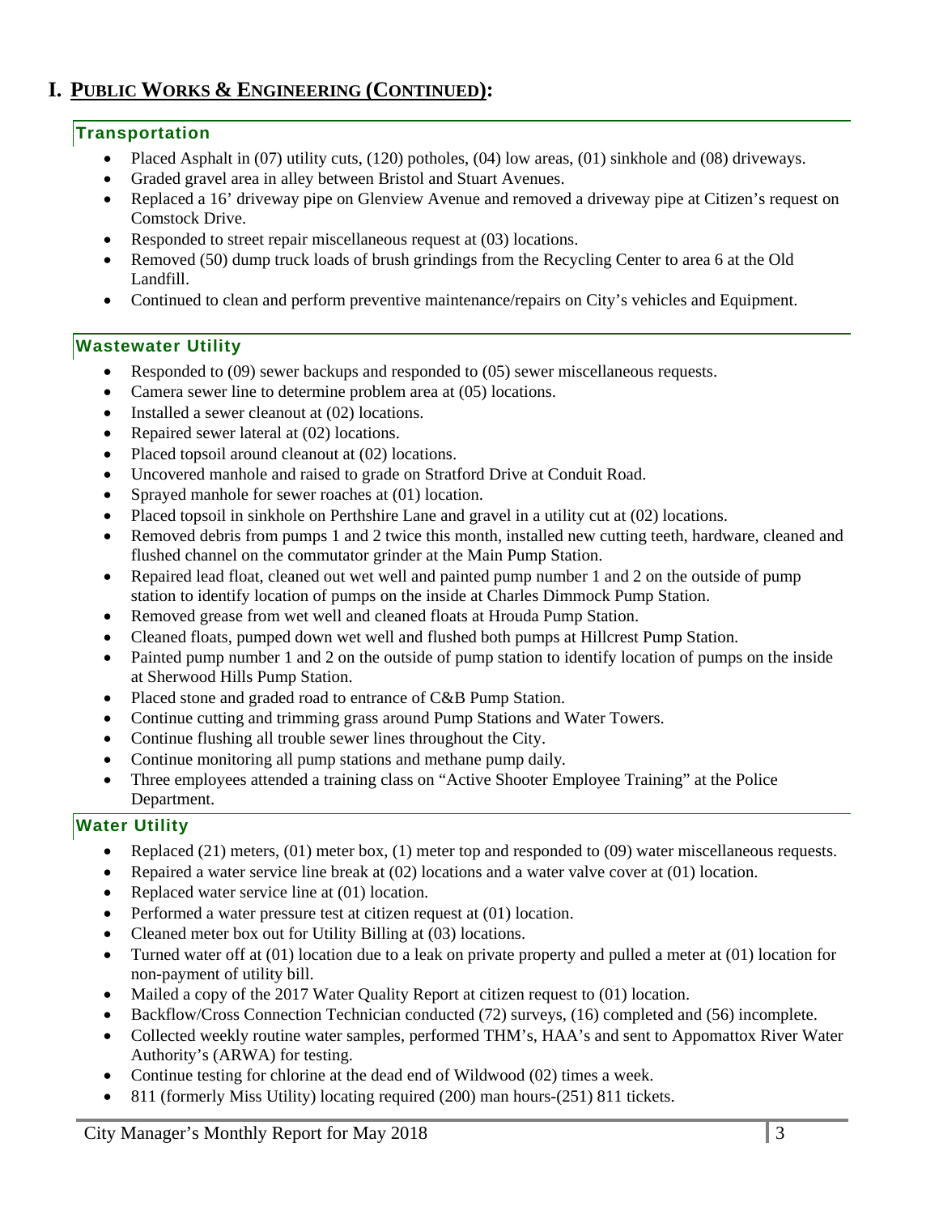# I. PUBLIC WORKS & ENGINEERING (CONTINUED):

## Transportation

- Placed Asphalt in (07) utility cuts, (120) potholes, (04) low areas, (01) sinkhole and (08) driveways.
- Graded gravel area in alley between Bristol and Stuart Avenues.
- Replaced a 16' driveway pipe on Glenview Avenue and removed a driveway pipe at Citizen's request on Comstock Drive.
- Responded to street repair miscellaneous request at (03) locations.
- Removed (50) dump truck loads of brush grindings from the Recycling Center to area 6 at the Old Landfill.
- Continued to clean and perform preventive maintenance/repairs on City's vehicles and Equipment.

## Wastewater Utility

- Responded to (09) sewer backups and responded to (05) sewer miscellaneous requests.
- Camera sewer line to determine problem area at (05) locations.
- Installed a sewer cleanout at (02) locations.
- Repaired sewer lateral at (02) locations.
- Placed topsoil around cleanout at (02) locations.
- Uncovered manhole and raised to grade on Stratford Drive at Conduit Road.
- Sprayed manhole for sewer roaches at (01) location.
- Placed topsoil in sinkhole on Perthshire Lane and gravel in a utility cut at (02) locations.
- Removed debris from pumps 1 and 2 twice this month, installed new cutting teeth, hardware, cleaned and flushed channel on the commutator grinder at the Main Pump Station.
- Repaired lead float, cleaned out wet well and painted pump number 1 and 2 on the outside of pump station to identify location of pumps on the inside at Charles Dimmock Pump Station.
- Removed grease from wet well and cleaned floats at Hrouda Pump Station.
- Cleaned floats, pumped down wet well and flushed both pumps at Hillcrest Pump Station.
- Painted pump number 1 and 2 on the outside of pump station to identify location of pumps on the inside at Sherwood Hills Pump Station.
- Placed stone and graded road to entrance of C&B Pump Station.
- Continue cutting and trimming grass around Pump Stations and Water Towers.
- Continue flushing all trouble sewer lines throughout the City.
- Continue monitoring all pump stations and methane pump daily.
- Three employees attended a training class on "Active Shooter Employee Training" at the Police Department.

## Water Utility

- Replaced (21) meters, (01) meter box, (1) meter top and responded to (09) water miscellaneous requests.
- Repaired a water service line break at (02) locations and a water valve cover at (01) location.
- Replaced water service line at (01) location.
- Performed a water pressure test at citizen request at (01) location.
- Cleaned meter box out for Utility Billing at (03) locations.
- Turned water off at (01) location due to a leak on private property and pulled a meter at (01) location for non-payment of utility bill.
- Mailed a copy of the 2017 Water Quality Report at citizen request to (01) location.
- Backflow/Cross Connection Technician conducted (72) surveys, (16) completed and (56) incomplete.
- Collected weekly routine water samples, performed THM's, HAA's and sent to Appomattox River Water Authority's (ARWA) for testing.
- Continue testing for chlorine at the dead end of Wildwood (02) times a week.
- 811 (formerly Miss Utility) locating required (200) man hours-(251) 811 tickets.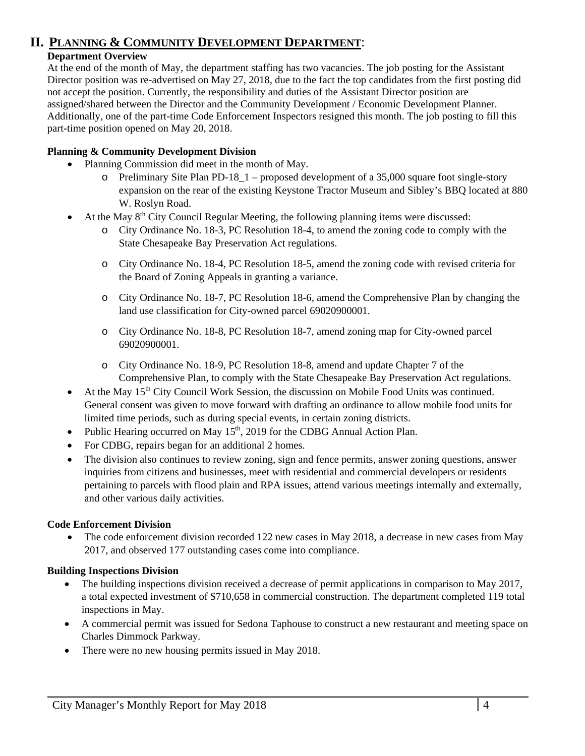## II. PLANNING & COMMUNITY DEVELOPMENT DEPARTMENT:

**Department Overview**

At the end of the month of May, the department staffing has two vacancies. The job posting for the Assistant Director position was re-advertised on May 27, 2018, due to the fact the top candidates from the first posting did not accept the position. Currently, the responsibility and duties of the Assistant Director position are assigned/shared between the Director and the Community Development / Economic Development Planner. Additionally, one of the part-time Code Enforcement Inspectors resigned this month. The job posting to fill this part-time position opened on May 20, 2018.

**Planning & Community Development Division**

- Planning Commission did meet in the month of May.
  - Preliminary Site Plan PD-18_1 – proposed development of a 35,000 square foot single-story expansion on the rear of the existing Keystone Tractor Museum and Sibley's BBQ located at 880 W. Roslyn Road.
- At the May 8th City Council Regular Meeting, the following planning items were discussed:
  - City Ordinance No. 18-3, PC Resolution 18-4, to amend the zoning code to comply with the State Chesapeake Bay Preservation Act regulations.
  - City Ordinance No. 18-4, PC Resolution 18-5, amend the zoning code with revised criteria for the Board of Zoning Appeals in granting a variance.
  - City Ordinance No. 18-7, PC Resolution 18-6, amend the Comprehensive Plan by changing the land use classification for City-owned parcel 69020900001.
  - City Ordinance No. 18-8, PC Resolution 18-7, amend zoning map for City-owned parcel 69020900001.
  - City Ordinance No. 18-9, PC Resolution 18-8, amend and update Chapter 7 of the Comprehensive Plan, to comply with the State Chesapeake Bay Preservation Act regulations.
- At the May 15th City Council Work Session, the discussion on Mobile Food Units was continued. General consent was given to move forward with drafting an ordinance to allow mobile food units for limited time periods, such as during special events, in certain zoning districts.
- Public Hearing occurred on May 15th, 2019 for the CDBG Annual Action Plan.
- For CDBG, repairs began for an additional 2 homes.
- The division also continues to review zoning, sign and fence permits, answer zoning questions, answer inquiries from citizens and businesses, meet with residential and commercial developers or residents pertaining to parcels with flood plain and RPA issues, attend various meetings internally and externally, and other various daily activities.

**Code Enforcement Division**

- The code enforcement division recorded 122 new cases in May 2018, a decrease in new cases from May 2017, and observed 177 outstanding cases come into compliance.

**Building Inspections Division**

- The building inspections division received a decrease of permit applications in comparison to May 2017, a total expected investment of $710,658 in commercial construction. The department completed 119 total inspections in May.
- A commercial permit was issued for Sedona Taphouse to construct a new restaurant and meeting space on Charles Dimmock Parkway.
- There were no new housing permits issued in May 2018.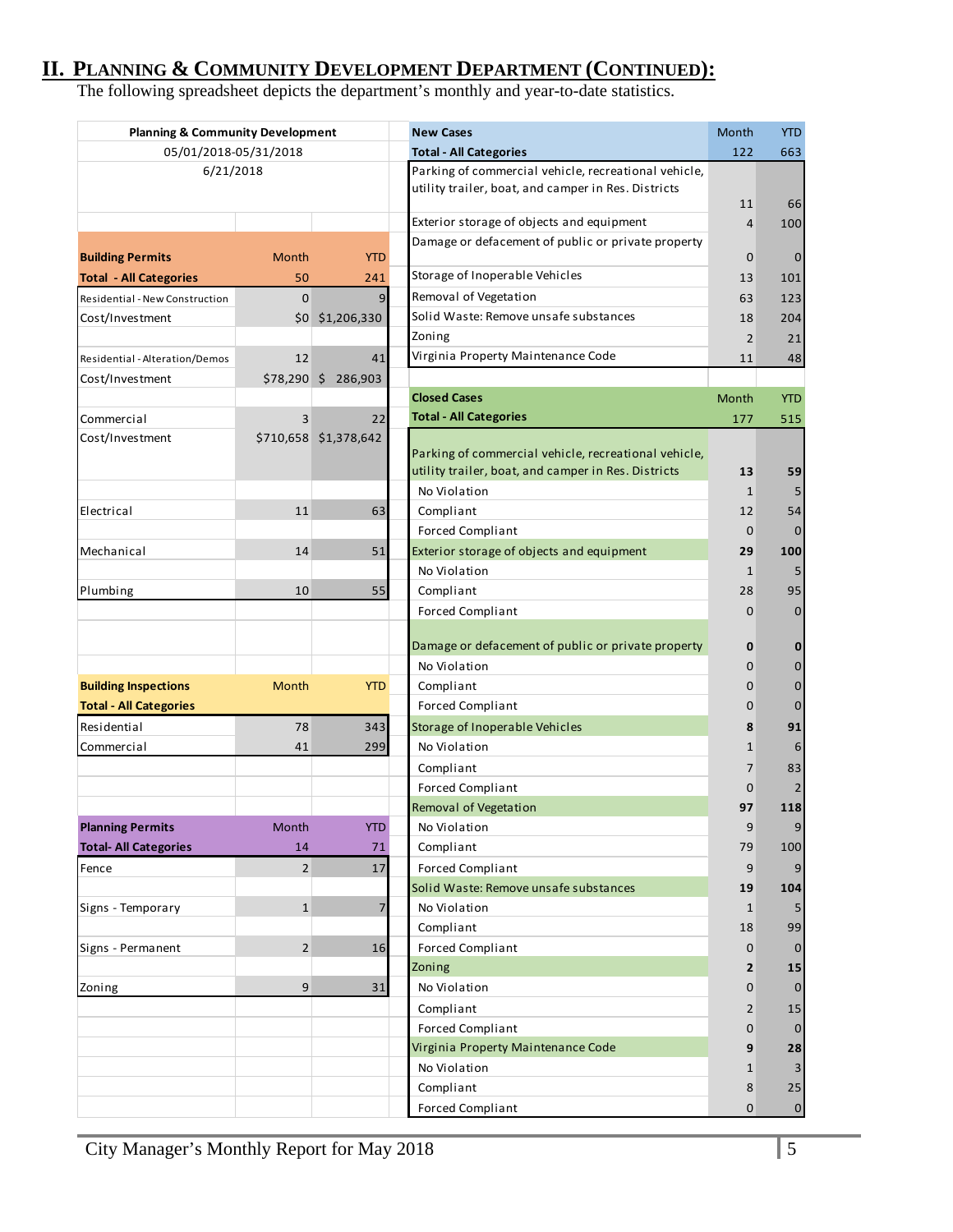## II. Planning & Community Development Department (Continued):

The following spreadsheet depicts the department's monthly and year-to-date statistics.

**Planning & Community Development**
05/01/2018-05/31/2018
6/21/2018

| Building Permits | Month | YTD |
|---|---|---|
| **Total - All Categories** | 50 | 241 |
| Residential - New Construction | 0 | 9 |
| Cost/Investment | $0 | $1,206,330 |
| Residential - Alteration/Demos | 12 | 41 |
| Cost/Investment | $78,290 | $ 286,903 |
| Commercial | 3 | 22 |
| Cost/Investment | $710,658 | $1,378,642 |
| Electrical | 11 | 63 |
| Mechanical | 14 | 51 |
| Plumbing | 10 | 55 |

| Building Inspections | Month | YTD |
|---|---|---|
| **Total - All Categories** | | |
| Residential | 78 | 343 |
| Commercial | 41 | 299 |

| Planning Permits | Month | YTD |
|---|---|---|
| **Total- All Categories** | 14 | 71 |
| Fence | 2 | 17 |
| Signs - Temporary | 1 | 7 |
| Signs - Permanent | 2 | 16 |
| Zoning | 9 | 31 |

| New Cases | Month | YTD |
|---|---|---|
| **Total - All Categories** | 122 | 663 |
| Parking of commercial vehicle, recreational vehicle, utility trailer, boat, and camper in Res. Districts | 11 | 66 |
| Exterior storage of objects and equipment | 4 | 100 |
| Damage or defacement of public or private property | 0 | 0 |
| Storage of Inoperable Vehicles | 13 | 101 |
| Removal of Vegetation | 63 | 123 |
| Solid Waste: Remove unsafe substances | 18 | 204 |
| Zoning | 2 | 21 |
| Virginia Property Maintenance Code | 11 | 48 |

| Closed Cases | Month | YTD |
|---|---|---|
| **Total - All Categories** | 177 | 515 |
| Parking of commercial vehicle, recreational vehicle, utility trailer, boat, and camper in Res. Districts | **13** | **59** |
| No Violation | 1 | 5 |
| Compliant | 12 | 54 |
| Forced Compliant | 0 | 0 |
| Exterior storage of objects and equipment | **29** | **100** |
| No Violation | 1 | 5 |
| Compliant | 28 | 95 |
| Forced Compliant | 0 | 0 |
| Damage or defacement of public or private property | **0** | **0** |
| No Violation | 0 | 0 |
| Compliant | 0 | 0 |
| Forced Compliant | 0 | 0 |
| Storage of Inoperable Vehicles | **8** | **91** |
| No Violation | 1 | 6 |
| Compliant | 7 | 83 |
| Forced Compliant | 0 | 2 |
| Removal of Vegetation | **97** | **118** |
| No Violation | 9 | 9 |
| Compliant | 79 | 100 |
| Forced Compliant | 9 | 9 |
| Solid Waste: Remove unsafe substances | **19** | **104** |
| No Violation | 1 | 5 |
| Compliant | 18 | 99 |
| Forced Compliant | 0 | 0 |
| Zoning | **2** | **15** |
| No Violation | 0 | 0 |
| Compliant | 2 | 15 |
| Forced Compliant | 0 | 0 |
| Virginia Property Maintenance Code | **9** | **28** |
| No Violation | 1 | 3 |
| Compliant | 8 | 25 |
| Forced Compliant | 0 | 0 |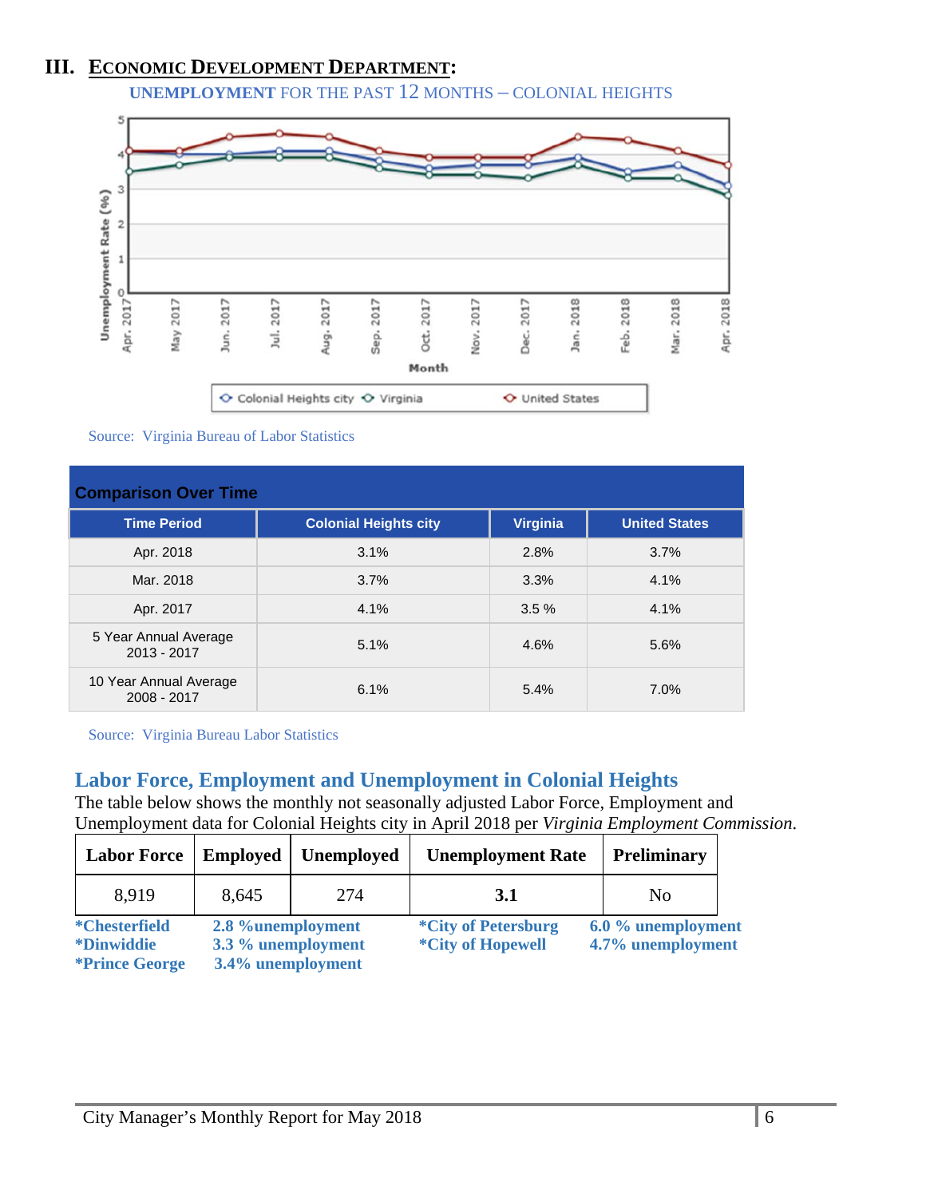## III. ECONOMIC DEVELOPMENT DEPARTMENT:

**UNEMPLOYMENT** FOR THE PAST 12 MONTHS – COLONIAL HEIGHTS

Source: Virginia Bureau of Labor Statistics

| Comparison Over Time | | | |
|---|---|---|---|
| **Time Period** | **Colonial Heights city** | **Virginia** | **United States** |
| Apr. 2018 | 3.1% | 2.8% | 3.7% |
| Mar. 2018 | 3.7% | 3.3% | 4.1% |
| Apr. 2017 | 4.1% | 3.5 % | 4.1% |
| 5 Year Annual Average 2013 - 2017 | 5.1% | 4.6% | 5.6% |
| 10 Year Annual Average 2008 - 2017 | 6.1% | 5.4% | 7.0% |

Source: Virginia Bureau Labor Statistics

### Labor Force, Employment and Unemployment in Colonial Heights

The table below shows the monthly not seasonally adjusted Labor Force, Employment and Unemployment data for Colonial Heights city in April 2018 per *Virginia Employment Commission*.

| Labor Force | Employed | Unemployed | Unemployment Rate | Preliminary |
|---|---|---|---|---|
| 8,919 | 8,645 | 274 | **3.1** | No |

**\*Chesterfield** **2.8 %unemployment**
**\*Dinwiddie** **3.3 % unemployment**
**\*Prince George** **3.4% unemployment**

**\*City of Petersburg** **6.0 % unemployment**
**\*City of Hopewell** **4.7% unemployment**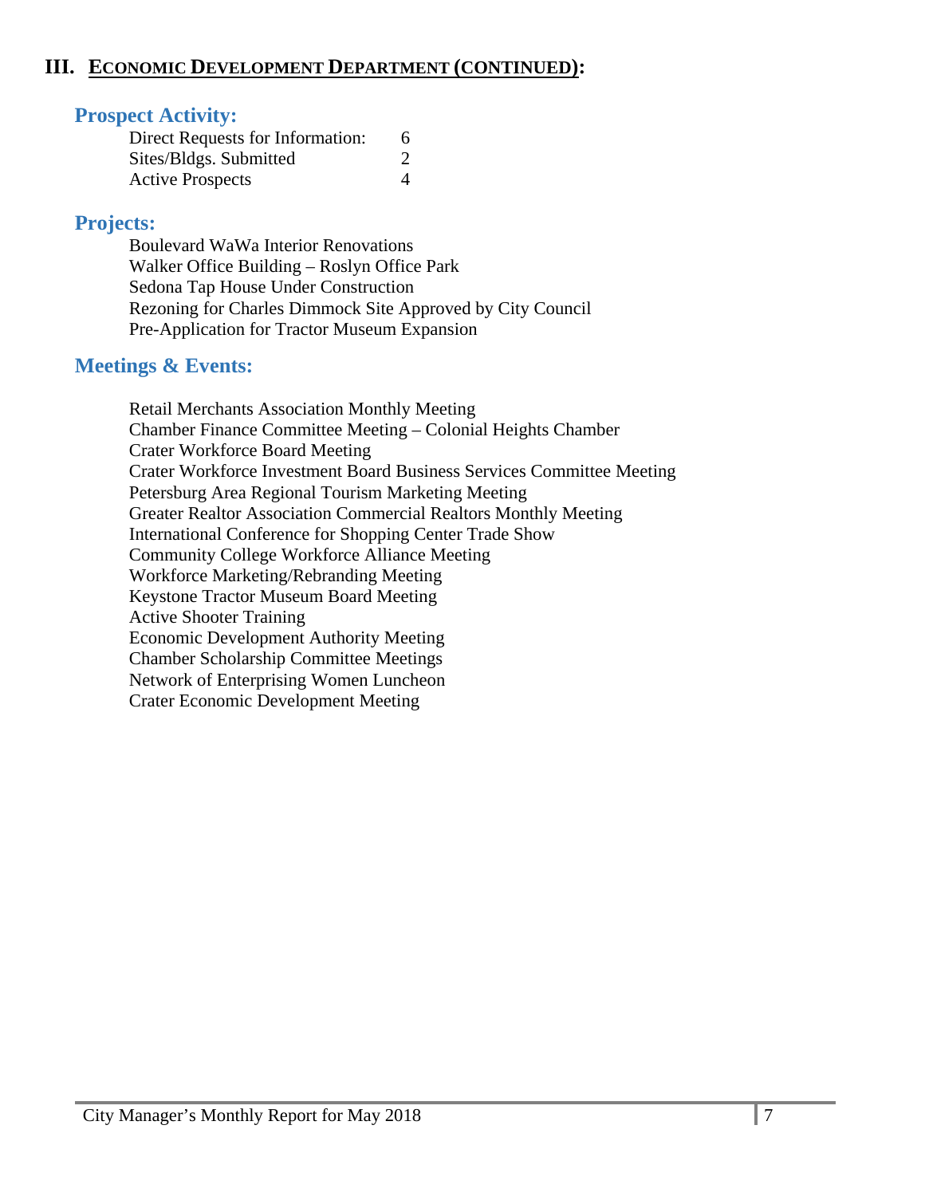## III. ECONOMIC DEVELOPMENT DEPARTMENT (CONTINUED):

### Prospect Activity:

| | |
|---|---|
| Direct Requests for Information: | 6 |
| Sites/Bldgs. Submitted | 2 |
| Active Prospects | 4 |

### Projects:

Boulevard WaWa Interior Renovations
Walker Office Building – Roslyn Office Park
Sedona Tap House Under Construction
Rezoning for Charles Dimmock Site Approved by City Council
Pre-Application for Tractor Museum Expansion

### Meetings & Events:

Retail Merchants Association Monthly Meeting
Chamber Finance Committee Meeting – Colonial Heights Chamber
Crater Workforce Board Meeting
Crater Workforce Investment Board Business Services Committee Meeting
Petersburg Area Regional Tourism Marketing Meeting
Greater Realtor Association Commercial Realtors Monthly Meeting
International Conference for Shopping Center Trade Show
Community College Workforce Alliance Meeting
Workforce Marketing/Rebranding Meeting
Keystone Tractor Museum Board Meeting
Active Shooter Training
Economic Development Authority Meeting
Chamber Scholarship Committee Meetings
Network of Enterprising Women Luncheon
Crater Economic Development Meeting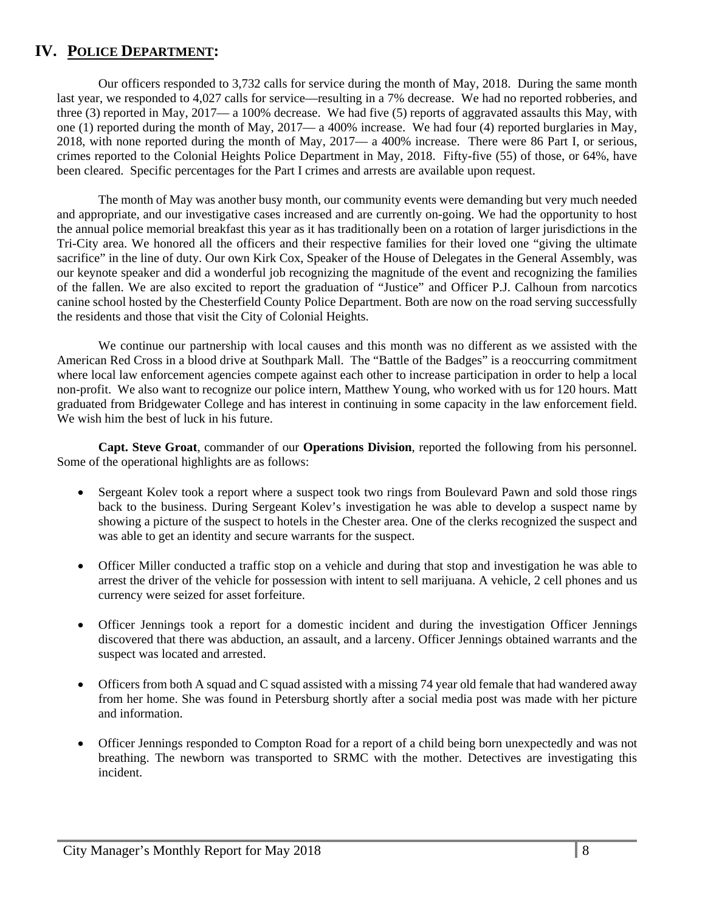## IV. POLICE DEPARTMENT:

Our officers responded to 3,732 calls for service during the month of May, 2018. During the same month last year, we responded to 4,027 calls for service—resulting in a 7% decrease. We had no reported robberies, and three (3) reported in May, 2017— a 100% decrease. We had five (5) reports of aggravated assaults this May, with one (1) reported during the month of May, 2017— a 400% increase. We had four (4) reported burglaries in May, 2018, with none reported during the month of May, 2017— a 400% increase. There were 86 Part I, or serious, crimes reported to the Colonial Heights Police Department in May, 2018. Fifty-five (55) of those, or 64%, have been cleared. Specific percentages for the Part I crimes and arrests are available upon request.

The month of May was another busy month, our community events were demanding but very much needed and appropriate, and our investigative cases increased and are currently on-going. We had the opportunity to host the annual police memorial breakfast this year as it has traditionally been on a rotation of larger jurisdictions in the Tri-City area. We honored all the officers and their respective families for their loved one "giving the ultimate sacrifice" in the line of duty. Our own Kirk Cox, Speaker of the House of Delegates in the General Assembly, was our keynote speaker and did a wonderful job recognizing the magnitude of the event and recognizing the families of the fallen. We are also excited to report the graduation of "Justice" and Officer P.J. Calhoun from narcotics canine school hosted by the Chesterfield County Police Department. Both are now on the road serving successfully the residents and those that visit the City of Colonial Heights.

We continue our partnership with local causes and this month was no different as we assisted with the American Red Cross in a blood drive at Southpark Mall. The "Battle of the Badges" is a reoccurring commitment where local law enforcement agencies compete against each other to increase participation in order to help a local non-profit. We also want to recognize our police intern, Matthew Young, who worked with us for 120 hours. Matt graduated from Bridgewater College and has interest in continuing in some capacity in the law enforcement field. We wish him the best of luck in his future.

**Capt. Steve Groat**, commander of our **Operations Division**, reported the following from his personnel. Some of the operational highlights are as follows:

- Sergeant Kolev took a report where a suspect took two rings from Boulevard Pawn and sold those rings back to the business. During Sergeant Kolev's investigation he was able to develop a suspect name by showing a picture of the suspect to hotels in the Chester area. One of the clerks recognized the suspect and was able to get an identity and secure warrants for the suspect.

- Officer Miller conducted a traffic stop on a vehicle and during that stop and investigation he was able to arrest the driver of the vehicle for possession with intent to sell marijuana. A vehicle, 2 cell phones and us currency were seized for asset forfeiture.

- Officer Jennings took a report for a domestic incident and during the investigation Officer Jennings discovered that there was abduction, an assault, and a larceny. Officer Jennings obtained warrants and the suspect was located and arrested.

- Officers from both A squad and C squad assisted with a missing 74 year old female that had wandered away from her home. She was found in Petersburg shortly after a social media post was made with her picture and information.

- Officer Jennings responded to Compton Road for a report of a child being born unexpectedly and was not breathing. The newborn was transported to SRMC with the mother. Detectives are investigating this incident.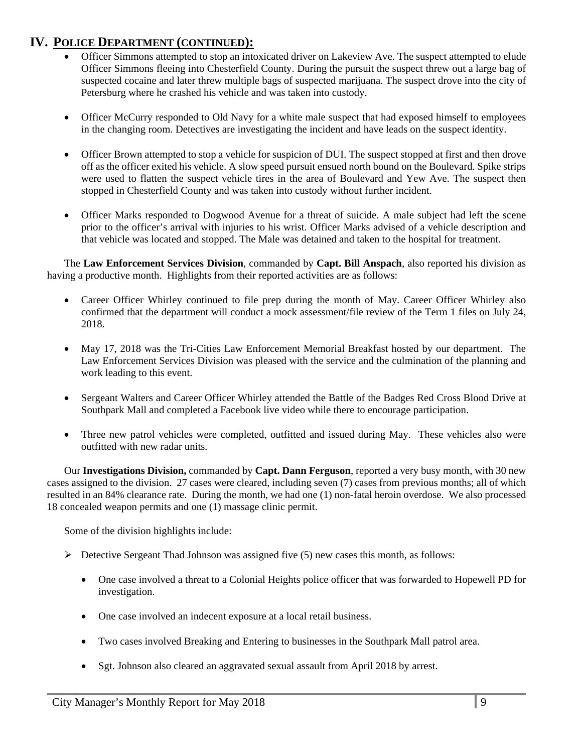## IV. POLICE DEPARTMENT (CONTINUED):

- Officer Simmons attempted to stop an intoxicated driver on Lakeview Ave. The suspect attempted to elude Officer Simmons fleeing into Chesterfield County. During the pursuit the suspect threw out a large bag of suspected cocaine and later threw multiple bags of suspected marijuana. The suspect drove into the city of Petersburg where he crashed his vehicle and was taken into custody.

- Officer McCurry responded to Old Navy for a white male suspect that had exposed himself to employees in the changing room. Detectives are investigating the incident and have leads on the suspect identity.

- Officer Brown attempted to stop a vehicle for suspicion of DUI. The suspect stopped at first and then drove off as the officer exited his vehicle. A slow speed pursuit ensued north bound on the Boulevard. Spike strips were used to flatten the suspect vehicle tires in the area of Boulevard and Yew Ave. The suspect then stopped in Chesterfield County and was taken into custody without further incident.

- Officer Marks responded to Dogwood Avenue for a threat of suicide. A male subject had left the scene prior to the officer's arrival with injuries to his wrist. Officer Marks advised of a vehicle description and that vehicle was located and stopped. The Male was detained and taken to the hospital for treatment.

The **Law Enforcement Services Division**, commanded by **Capt. Bill Anspach**, also reported his division as having a productive month. Highlights from their reported activities are as follows:

- Career Officer Whirley continued to file prep during the month of May. Career Officer Whirley also confirmed that the department will conduct a mock assessment/file review of the Term 1 files on July 24, 2018.

- May 17, 2018 was the Tri-Cities Law Enforcement Memorial Breakfast hosted by our department. The Law Enforcement Services Division was pleased with the service and the culmination of the planning and work leading to this event.

- Sergeant Walters and Career Officer Whirley attended the Battle of the Badges Red Cross Blood Drive at Southpark Mall and completed a Facebook live video while there to encourage participation.

- Three new patrol vehicles were completed, outfitted and issued during May. These vehicles also were outfitted with new radar units.

Our **Investigations Division,** commanded by **Capt. Dann Ferguson**, reported a very busy month, with 30 new cases assigned to the division. 27 cases were cleared, including seven (7) cases from previous months; all of which resulted in an 84% clearance rate. During the month, we had one (1) non-fatal heroin overdose. We also processed 18 concealed weapon permits and one (1) massage clinic permit.

Some of the division highlights include:

- Detective Sergeant Thad Johnson was assigned five (5) new cases this month, as follows:

  - One case involved a threat to a Colonial Heights police officer that was forwarded to Hopewell PD for investigation.

  - One case involved an indecent exposure at a local retail business.

  - Two cases involved Breaking and Entering to businesses in the Southpark Mall patrol area.

  - Sgt. Johnson also cleared an aggravated sexual assault from April 2018 by arrest.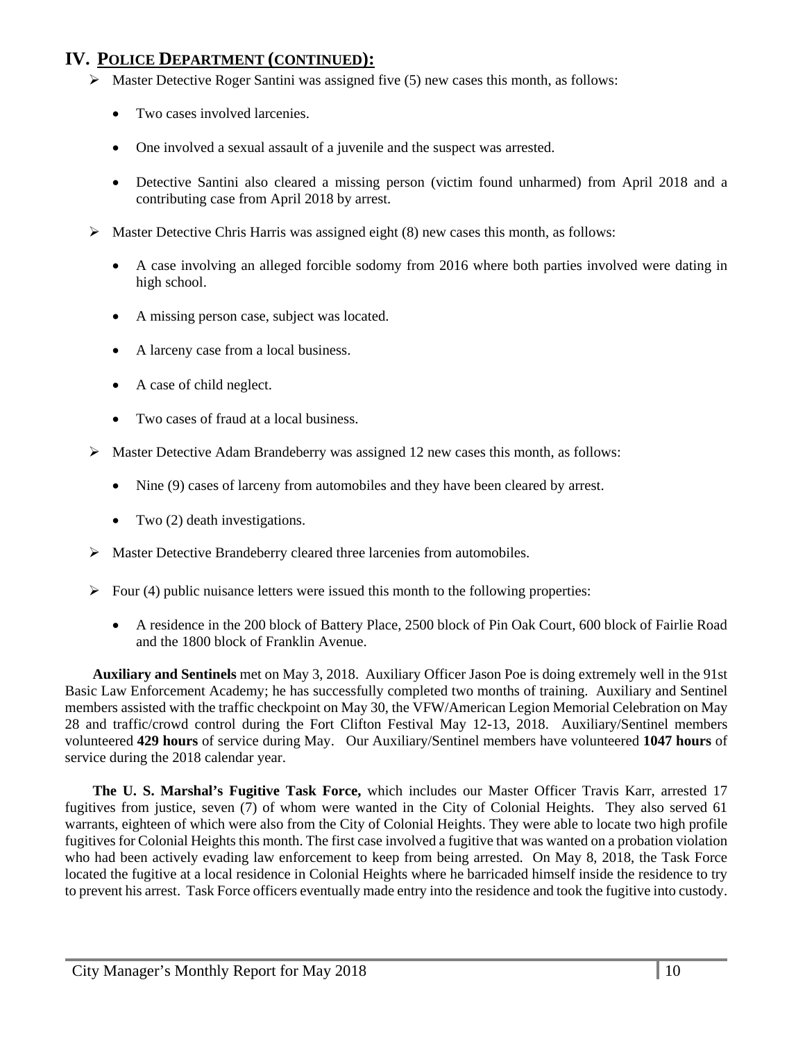## IV. POLICE DEPARTMENT (CONTINUED):

- Master Detective Roger Santini was assigned five (5) new cases this month, as follows:
  - Two cases involved larcenies.
  - One involved a sexual assault of a juvenile and the suspect was arrested.
  - Detective Santini also cleared a missing person (victim found unharmed) from April 2018 and a contributing case from April 2018 by arrest.
- Master Detective Chris Harris was assigned eight (8) new cases this month, as follows:
  - A case involving an alleged forcible sodomy from 2016 where both parties involved were dating in high school.
  - A missing person case, subject was located.
  - A larceny case from a local business.
  - A case of child neglect.
  - Two cases of fraud at a local business.
- Master Detective Adam Brandeberry was assigned 12 new cases this month, as follows:
  - Nine (9) cases of larceny from automobiles and they have been cleared by arrest.
  - Two (2) death investigations.
- Master Detective Brandeberry cleared three larcenies from automobiles.
- Four (4) public nuisance letters were issued this month to the following properties:
  - A residence in the 200 block of Battery Place, 2500 block of Pin Oak Court, 600 block of Fairlie Road and the 1800 block of Franklin Avenue.

**Auxiliary and Sentinels** met on May 3, 2018. Auxiliary Officer Jason Poe is doing extremely well in the 91st Basic Law Enforcement Academy; he has successfully completed two months of training. Auxiliary and Sentinel members assisted with the traffic checkpoint on May 30, the VFW/American Legion Memorial Celebration on May 28 and traffic/crowd control during the Fort Clifton Festival May 12-13, 2018. Auxiliary/Sentinel members volunteered **429 hours** of service during May. Our Auxiliary/Sentinel members have volunteered **1047 hours** of service during the 2018 calendar year.

**The U. S. Marshal's Fugitive Task Force,** which includes our Master Officer Travis Karr, arrested 17 fugitives from justice, seven (7) of whom were wanted in the City of Colonial Heights. They also served 61 warrants, eighteen of which were also from the City of Colonial Heights. They were able to locate two high profile fugitives for Colonial Heights this month. The first case involved a fugitive that was wanted on a probation violation who had been actively evading law enforcement to keep from being arrested. On May 8, 2018, the Task Force located the fugitive at a local residence in Colonial Heights where he barricaded himself inside the residence to try to prevent his arrest. Task Force officers eventually made entry into the residence and took the fugitive into custody.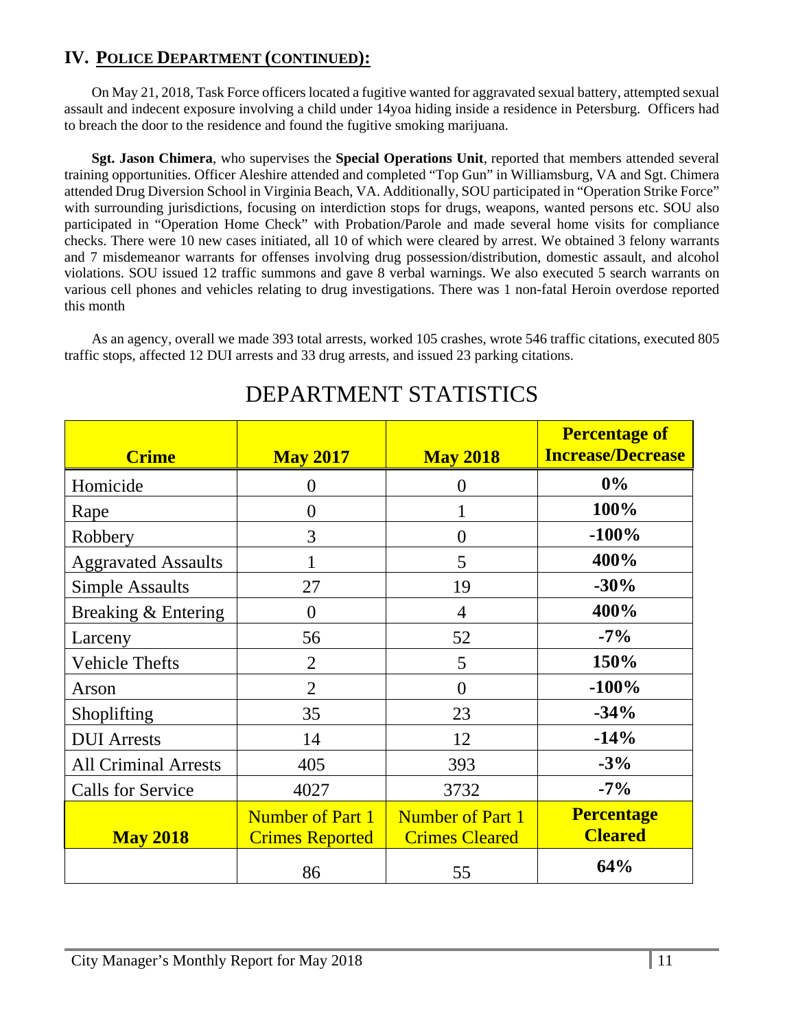## IV. POLICE DEPARTMENT (CONTINUED):

On May 21, 2018, Task Force officers located a fugitive wanted for aggravated sexual battery, attempted sexual assault and indecent exposure involving a child under 14yoa hiding inside a residence in Petersburg. Officers had to breach the door to the residence and found the fugitive smoking marijuana.

**Sgt. Jason Chimera**, who supervises the **Special Operations Unit**, reported that members attended several training opportunities. Officer Aleshire attended and completed "Top Gun" in Williamsburg, VA and Sgt. Chimera attended Drug Diversion School in Virginia Beach, VA. Additionally, SOU participated in "Operation Strike Force" with surrounding jurisdictions, focusing on interdiction stops for drugs, weapons, wanted persons etc. SOU also participated in "Operation Home Check" with Probation/Parole and made several home visits for compliance checks. There were 10 new cases initiated, all 10 of which were cleared by arrest. We obtained 3 felony warrants and 7 misdemeanor warrants for offenses involving drug possession/distribution, domestic assault, and alcohol violations. SOU issued 12 traffic summons and gave 8 verbal warnings. We also executed 5 search warrants on various cell phones and vehicles relating to drug investigations. There was 1 non-fatal Heroin overdose reported this month

As an agency, overall we made 393 total arrests, worked 105 crashes, wrote 546 traffic citations, executed 805 traffic stops, affected 12 DUI arrests and 33 drug arrests, and issued 23 parking citations.

# DEPARTMENT STATISTICS

| Crime | May 2017 | May 2018 | Percentage of Increase/Decrease |
|---|---|---|---|
| Homicide | 0 | 0 | **0%** |
| Rape | 0 | 1 | **100%** |
| Robbery | 3 | 0 | **-100%** |
| Aggravated Assaults | 1 | 5 | **400%** |
| Simple Assaults | 27 | 19 | **-30%** |
| Breaking & Entering | 0 | 4 | **400%** |
| Larceny | 56 | 52 | **-7%** |
| Vehicle Thefts | 2 | 5 | **150%** |
| Arson | 2 | 0 | **-100%** |
| Shoplifting | 35 | 23 | **-34%** |
| DUI Arrests | 14 | 12 | **-14%** |
| All Criminal Arrests | 405 | 393 | **-3%** |
| Calls for Service | 4027 | 3732 | **-7%** |
| **May 2018** | Number of Part 1 Crimes Reported | Number of Part 1 Crimes Cleared | **Percentage Cleared** |
| | 86 | 55 | **64%** |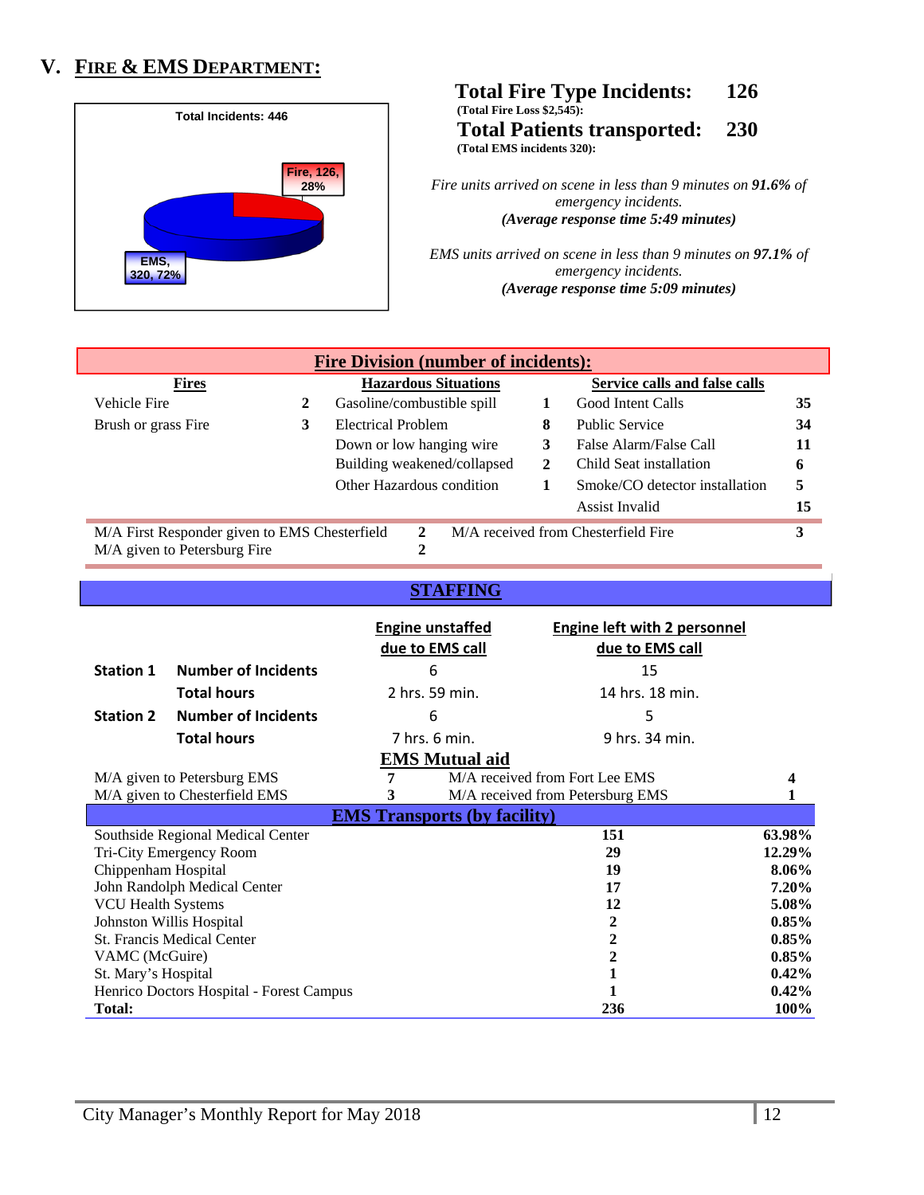## V. FIRE & EMS DEPARTMENT:

Total Incidents: 446

Fire, 126, 28%

EMS, 320, 72%

**Total Fire Type Incidents: 126**

**(Total Fire Loss $2,545):**

**Total Patients transported: 230**

**(Total EMS incidents 320):**

*Fire units arrived on scene in less than 9 minutes on **91.6%** of emergency incidents.*
***(Average response time 5:49 minutes)***

*EMS units arrived on scene in less than 9 minutes on **97.1%** of emergency incidents.*
***(Average response time 5:09 minutes)***

### Fire Division (number of incidents):

| Fires | | Hazardous Situations | | Service calls and false calls | |
|---|---|---|---|---|---|
| Vehicle Fire | 2 | Gasoline/combustible spill | 1 | Good Intent Calls | 35 |
| Brush or grass Fire | 3 | Electrical Problem | 8 | Public Service | 34 |
| | | Down or low hanging wire | 3 | False Alarm/False Call | 11 |
| | | Building weakened/collapsed | 2 | Child Seat installation | 6 |
| | | Other Hazardous condition | 1 | Smoke/CO detector installation | 5 |
| | | | | Assist Invalid | 15 |

| | | | |
|---|---|---|---|
| M/A First Responder given to EMS Chesterfield | 2 | M/A received from Chesterfield Fire | 3 |
| M/A given to Petersburg Fire | 2 | | |

### STAFFING

| | | Engine unstaffed due to EMS call | Engine left with 2 personnel due to EMS call |
|---|---|---|---|
| **Station 1** | **Number of Incidents** | 6 | 15 |
| | **Total hours** | 2 hrs. 59 min. | 14 hrs. 18 min. |
| **Station 2** | **Number of Incidents** | 6 | 5 |
| | **Total hours** | 7 hrs. 6 min. | 9 hrs. 34 min. |

### EMS Mutual aid

| | | | |
|---|---|---|---|
| M/A given to Petersburg EMS | 7 | M/A received from Fort Lee EMS | 4 |
| M/A given to Chesterfield EMS | 3 | M/A received from Petersburg EMS | 1 |

### EMS Transports (by facility)

| Facility | Transports | Percent |
|---|---|---|
| Southside Regional Medical Center | 151 | 63.98% |
| Tri-City Emergency Room | 29 | 12.29% |
| Chippenham Hospital | 19 | 8.06% |
| John Randolph Medical Center | 17 | 7.20% |
| VCU Health Systems | 12 | 5.08% |
| Johnston Willis Hospital | 2 | 0.85% |
| St. Francis Medical Center | 2 | 0.85% |
| VAMC (McGuire) | 2 | 0.85% |
| St. Mary's Hospital | 1 | 0.42% |
| Henrico Doctors Hospital - Forest Campus | 1 | 0.42% |
| **Total:** | **236** | **100%** |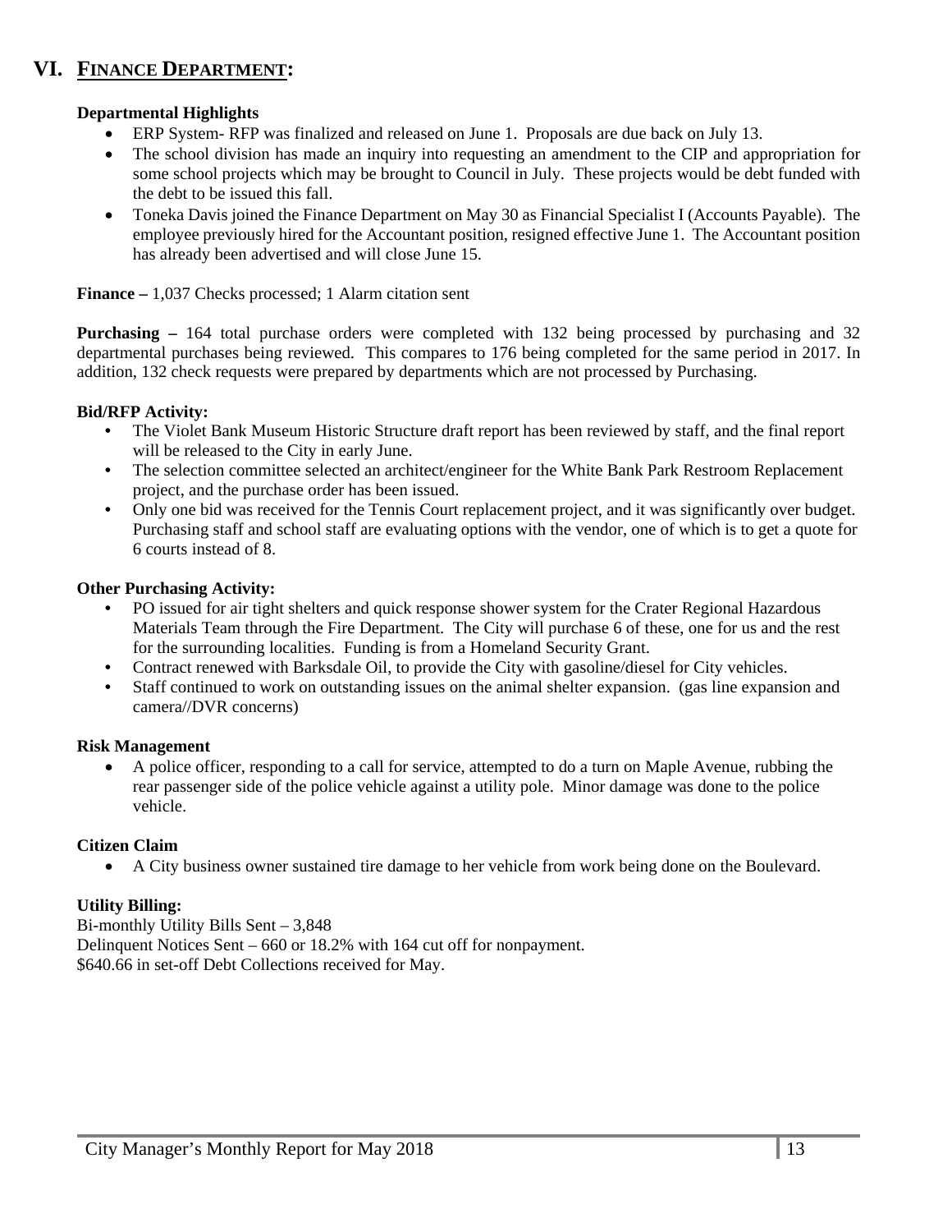# VI. FINANCE DEPARTMENT:

**Departmental Highlights**

- ERP System- RFP was finalized and released on June 1. Proposals are due back on July 13.
- The school division has made an inquiry into requesting an amendment to the CIP and appropriation for some school projects which may be brought to Council in July. These projects would be debt funded with the debt to be issued this fall.
- Toneka Davis joined the Finance Department on May 30 as Financial Specialist I (Accounts Payable). The employee previously hired for the Accountant position, resigned effective June 1. The Accountant position has already been advertised and will close June 15.

**Finance –** 1,037 Checks processed; 1 Alarm citation sent

**Purchasing –** 164 total purchase orders were completed with 132 being processed by purchasing and 32 departmental purchases being reviewed. This compares to 176 being completed for the same period in 2017. In addition, 132 check requests were prepared by departments which are not processed by Purchasing.

**Bid/RFP Activity:**

- The Violet Bank Museum Historic Structure draft report has been reviewed by staff, and the final report will be released to the City in early June.
- The selection committee selected an architect/engineer for the White Bank Park Restroom Replacement project, and the purchase order has been issued.
- Only one bid was received for the Tennis Court replacement project, and it was significantly over budget. Purchasing staff and school staff are evaluating options with the vendor, one of which is to get a quote for 6 courts instead of 8.

**Other Purchasing Activity:**

- PO issued for air tight shelters and quick response shower system for the Crater Regional Hazardous Materials Team through the Fire Department. The City will purchase 6 of these, one for us and the rest for the surrounding localities. Funding is from a Homeland Security Grant.
- Contract renewed with Barksdale Oil, to provide the City with gasoline/diesel for City vehicles.
- Staff continued to work on outstanding issues on the animal shelter expansion. (gas line expansion and camera//DVR concerns)

**Risk Management**

- A police officer, responding to a call for service, attempted to do a turn on Maple Avenue, rubbing the rear passenger side of the police vehicle against a utility pole. Minor damage was done to the police vehicle.

**Citizen Claim**

- A City business owner sustained tire damage to her vehicle from work being done on the Boulevard.

**Utility Billing:**

Bi-monthly Utility Bills Sent – 3,848
Delinquent Notices Sent – 660 or 18.2% with 164 cut off for nonpayment.
$640.66 in set-off Debt Collections received for May.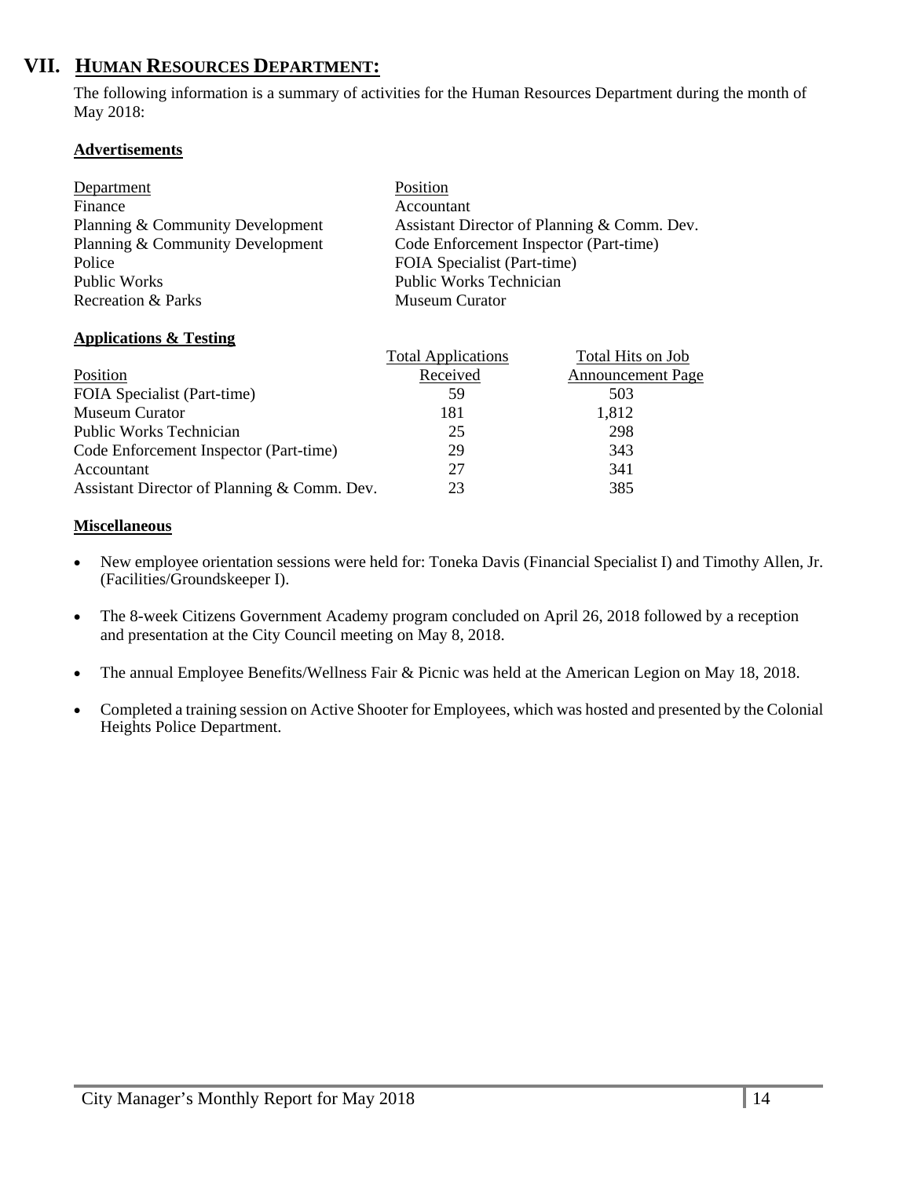## VII. HUMAN RESOURCES DEPARTMENT:

The following information is a summary of activities for the Human Resources Department during the month of May 2018:

**Advertisements**

| Department | Position |
|---|---|
| Finance | Accountant |
| Planning & Community Development | Assistant Director of Planning & Comm. Dev. |
| Planning & Community Development | Code Enforcement Inspector (Part-time) |
| Police | FOIA Specialist (Part-time) |
| Public Works | Public Works Technician |
| Recreation & Parks | Museum Curator |

**Applications & Testing**

| Position | Total Applications Received | Total Hits on Job Announcement Page |
|---|---|---|
| FOIA Specialist (Part-time) | 59 | 503 |
| Museum Curator | 181 | 1,812 |
| Public Works Technician | 25 | 298 |
| Code Enforcement Inspector (Part-time) | 29 | 343 |
| Accountant | 27 | 341 |
| Assistant Director of Planning & Comm. Dev. | 23 | 385 |

**Miscellaneous**

- New employee orientation sessions were held for: Toneka Davis (Financial Specialist I) and Timothy Allen, Jr. (Facilities/Groundskeeper I).
- The 8-week Citizens Government Academy program concluded on April 26, 2018 followed by a reception and presentation at the City Council meeting on May 8, 2018.
- The annual Employee Benefits/Wellness Fair & Picnic was held at the American Legion on May 18, 2018.
- Completed a training session on Active Shooter for Employees, which was hosted and presented by the Colonial Heights Police Department.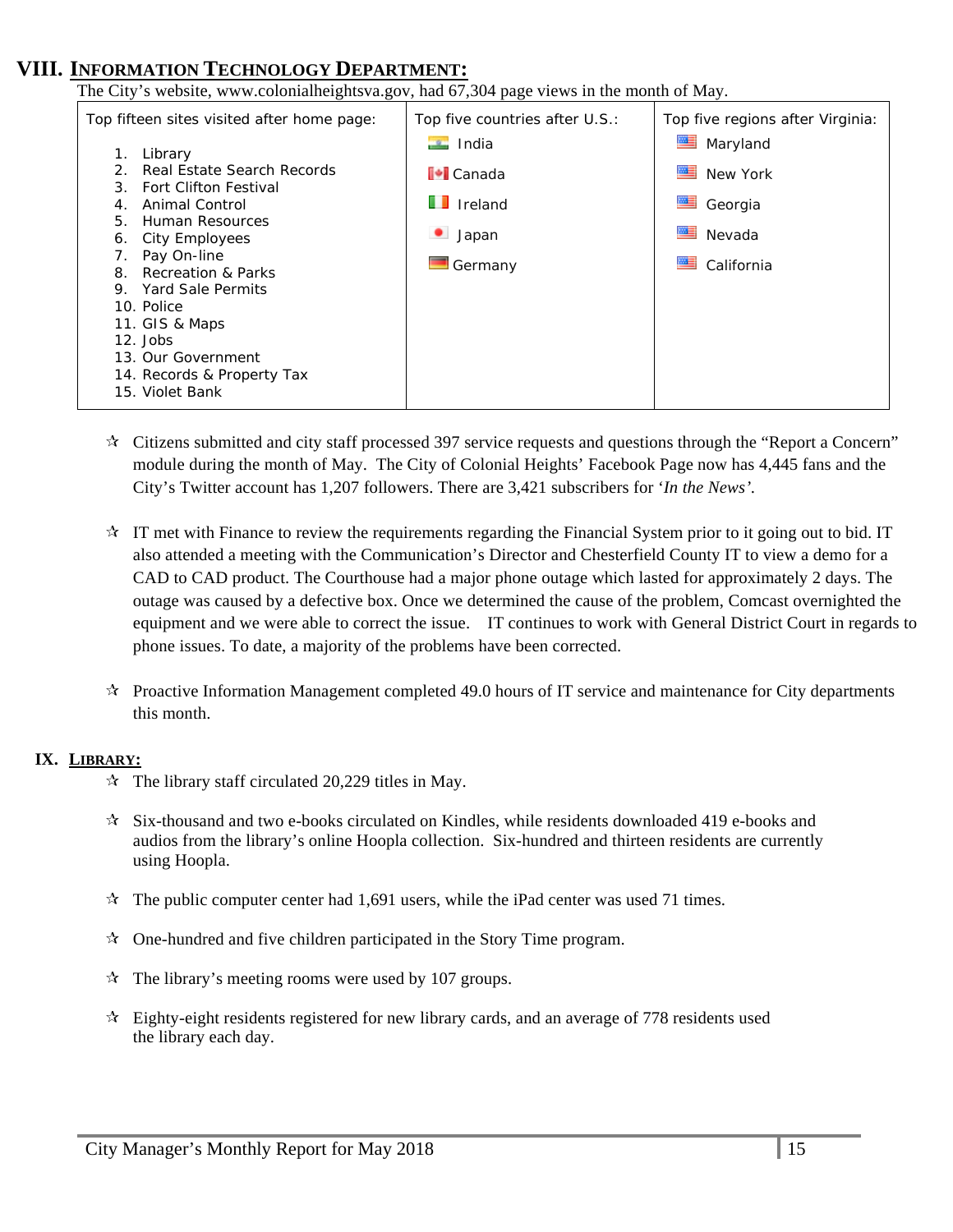## VIII. INFORMATION TECHNOLOGY DEPARTMENT:

The City's website, www.colonialheightsva.gov, had 67,304 page views in the month of May.

| Top fifteen sites visited after home page: | Top five countries after U.S.: | Top five regions after Virginia: |
|---|---|---|
| 1. Library<br>2. Real Estate Search Records<br>3. Fort Clifton Festival<br>4. Animal Control<br>5. Human Resources<br>6. City Employees<br>7. Pay On-line<br>8. Recreation & Parks<br>9. Yard Sale Permits<br>10. Police<br>11. GIS & Maps<br>12. Jobs<br>13. Our Government<br>14. Records & Property Tax<br>15. Violet Bank | India<br>Canada<br>Ireland<br>Japan<br>Germany | Maryland<br>New York<br>Georgia<br>Nevada<br>California |

- ☆ Citizens submitted and city staff processed 397 service requests and questions through the "Report a Concern" module during the month of May. The City of Colonial Heights' Facebook Page now has 4,445 fans and the City's Twitter account has 1,207 followers. There are 3,421 subscribers for '*In the News'*.

- ☆ IT met with Finance to review the requirements regarding the Financial System prior to it going out to bid. IT also attended a meeting with the Communication's Director and Chesterfield County IT to view a demo for a CAD to CAD product. The Courthouse had a major phone outage which lasted for approximately 2 days. The outage was caused by a defective box. Once we determined the cause of the problem, Comcast overnighted the equipment and we were able to correct the issue. IT continues to work with General District Court in regards to phone issues. To date, a majority of the problems have been corrected.

- ☆ Proactive Information Management completed 49.0 hours of IT service and maintenance for City departments this month.

## IX. LIBRARY:

- ☆ The library staff circulated 20,229 titles in May.

- ☆ Six-thousand and two e-books circulated on Kindles, while residents downloaded 419 e-books and audios from the library's online Hoopla collection. Six-hundred and thirteen residents are currently using Hoopla.

- ☆ The public computer center had 1,691 users, while the iPad center was used 71 times.

- ☆ One-hundred and five children participated in the Story Time program.

- ☆ The library's meeting rooms were used by 107 groups.

- ☆ Eighty-eight residents registered for new library cards, and an average of 778 residents used the library each day.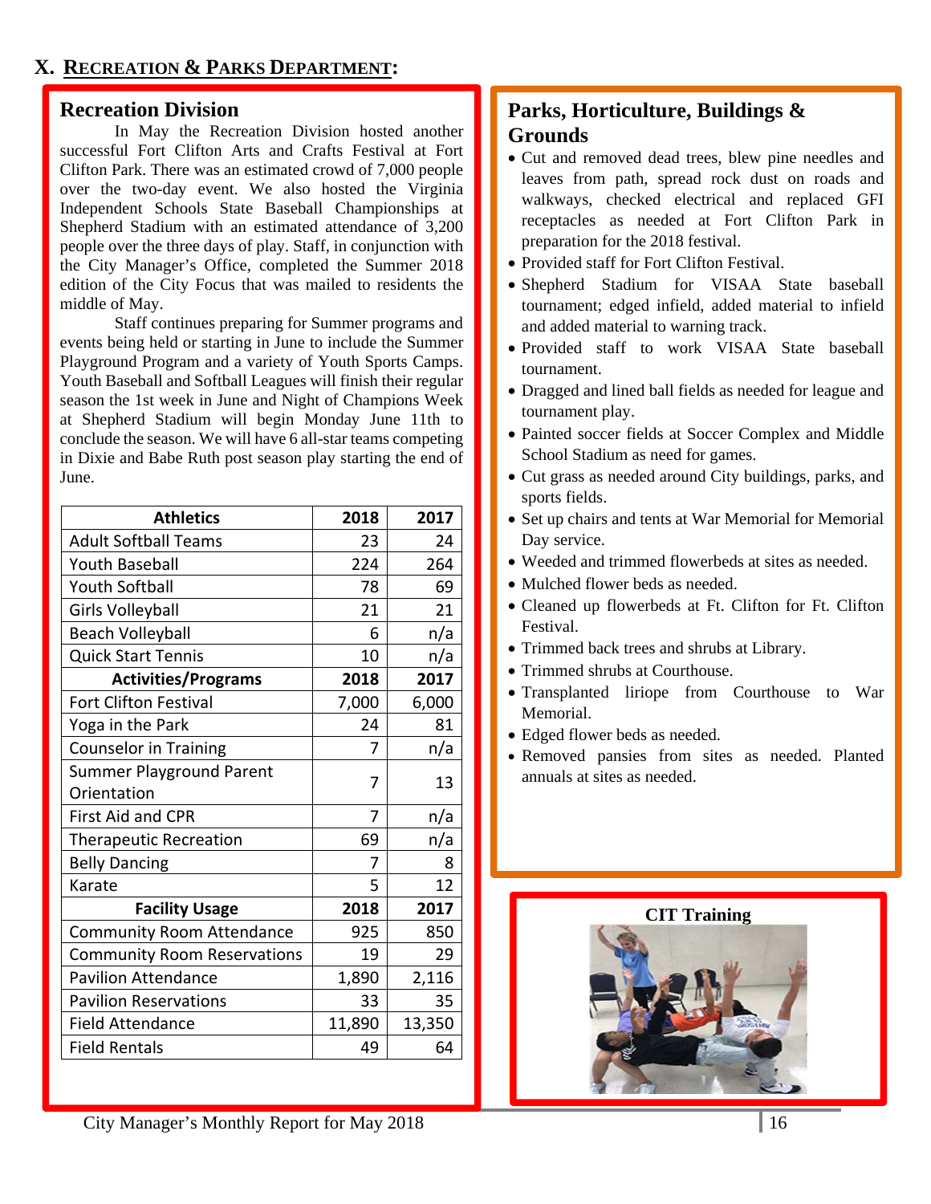# X. RECREATION & PARKS DEPARTMENT:

## Recreation Division

In May the Recreation Division hosted another successful Fort Clifton Arts and Crafts Festival at Fort Clifton Park. There was an estimated crowd of 7,000 people over the two-day event. We also hosted the Virginia Independent Schools State Baseball Championships at Shepherd Stadium with an estimated attendance of 3,200 people over the three days of play. Staff, in conjunction with the City Manager's Office, completed the Summer 2018 edition of the City Focus that was mailed to residents the middle of May.

Staff continues preparing for Summer programs and events being held or starting in June to include the Summer Playground Program and a variety of Youth Sports Camps. Youth Baseball and Softball Leagues will finish their regular season the 1st week in June and Night of Champions Week at Shepherd Stadium will begin Monday June 11th to conclude the season. We will have 6 all-star teams competing in Dixie and Babe Ruth post season play starting the end of June.

| Athletics | 2018 | 2017 |
|---|---|---|
| Adult Softball Teams | 23 | 24 |
| Youth Baseball | 224 | 264 |
| Youth Softball | 78 | 69 |
| Girls Volleyball | 21 | 21 |
| Beach Volleyball | 6 | n/a |
| Quick Start Tennis | 10 | n/a |
| **Activities/Programs** | **2018** | **2017** |
| Fort Clifton Festival | 7,000 | 6,000 |
| Yoga in the Park | 24 | 81 |
| Counselor in Training | 7 | n/a |
| Summer Playground Parent Orientation | 7 | 13 |
| First Aid and CPR | 7 | n/a |
| Therapeutic Recreation | 69 | n/a |
| Belly Dancing | 7 | 8 |
| Karate | 5 | 12 |
| **Facility Usage** | **2018** | **2017** |
| Community Room Attendance | 925 | 850 |
| Community Room Reservations | 19 | 29 |
| Pavilion Attendance | 1,890 | 2,116 |
| Pavilion Reservations | 33 | 35 |
| Field Attendance | 11,890 | 13,350 |
| Field Rentals | 49 | 64 |

## Parks, Horticulture, Buildings & Grounds

- Cut and removed dead trees, blew pine needles and leaves from path, spread rock dust on roads and walkways, checked electrical and replaced GFI receptacles as needed at Fort Clifton Park in preparation for the 2018 festival.
- Provided staff for Fort Clifton Festival.
- Shepherd Stadium for VISAA State baseball tournament; edged infield, added material to infield and added material to warning track.
- Provided staff to work VISAA State baseball tournament.
- Dragged and lined ball fields as needed for league and tournament play.
- Painted soccer fields at Soccer Complex and Middle School Stadium as need for games.
- Cut grass as needed around City buildings, parks, and sports fields.
- Set up chairs and tents at War Memorial for Memorial Day service.
- Weeded and trimmed flowerbeds at sites as needed.
- Mulched flower beds as needed.
- Cleaned up flowerbeds at Ft. Clifton for Ft. Clifton Festival.
- Trimmed back trees and shrubs at Library.
- Trimmed shrubs at Courthouse.
- Transplanted liriope from Courthouse to War Memorial.
- Edged flower beds as needed.
- Removed pansies from sites as needed. Planted annuals at sites as needed.

**CIT Training**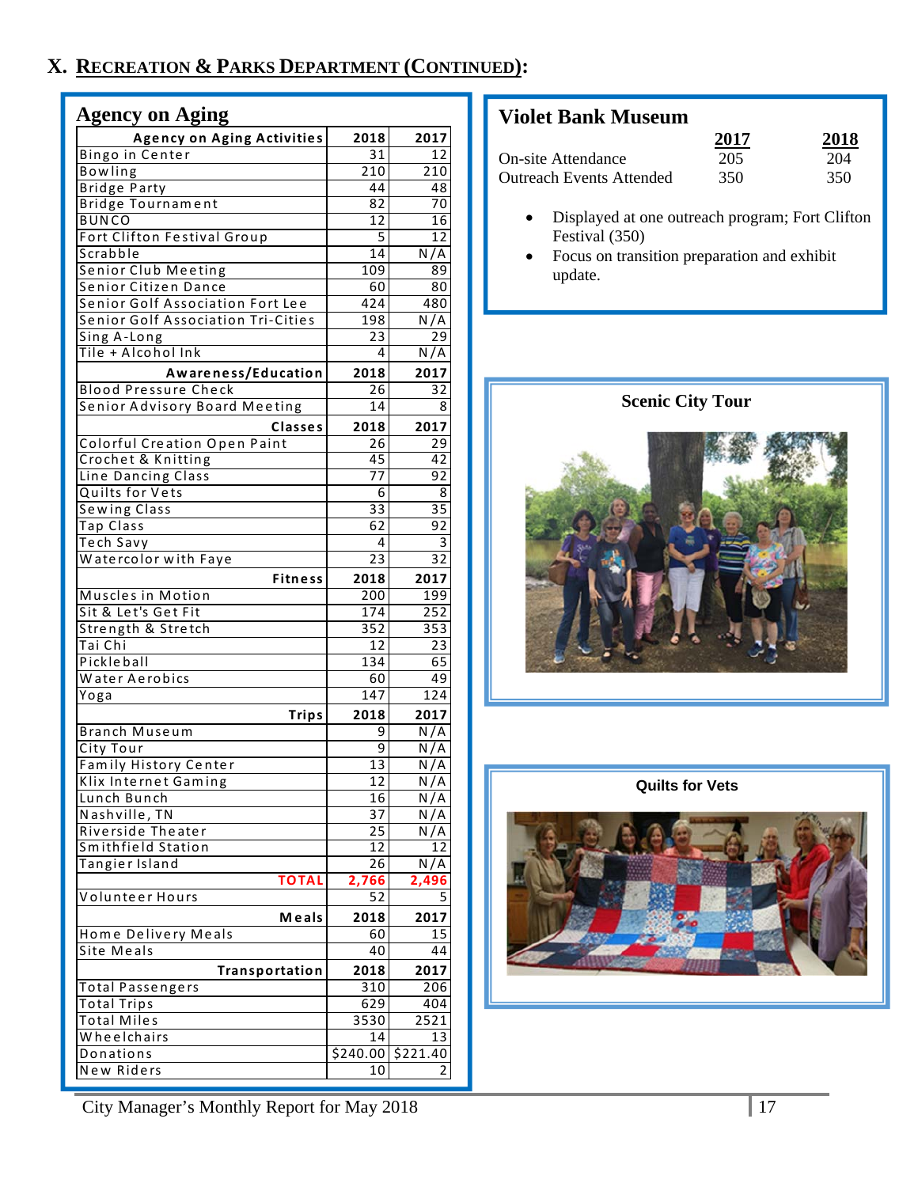# X. RECREATION & PARKS DEPARTMENT (CONTINUED):

## Agency on Aging

| Agency on Aging Activities | 2018 | 2017 |
|---|---|---|
| Bingo in Center | 31 | 12 |
| Bowling | 210 | 210 |
| Bridge Party | 44 | 48 |
| Bridge Tournament | 82 | 70 |
| BUNCO | 12 | 16 |
| Fort Clifton Festival Group | 5 | 12 |
| Scrabble | 14 | N/A |
| Senior Club Meeting | 109 | 89 |
| Senior Citizen Dance | 60 | 80 |
| Senior Golf Association Fort Lee | 424 | 480 |
| Senior Golf Association Tri-Cities | 198 | N/A |
| Sing A-Long | 23 | 29 |
| Tile + Alcohol Ink | 4 | N/A |
| **Awareness/Education** | **2018** | **2017** |
| Blood Pressure Check | 26 | 32 |
| Senior Advisory Board Meeting | 14 | 8 |
| **Classes** | **2018** | **2017** |
| Colorful Creation Open Paint | 26 | 29 |
| Crochet & Knitting | 45 | 42 |
| Line Dancing Class | 77 | 92 |
| Quilts for Vets | 6 | 8 |
| Sewing Class | 33 | 35 |
| Tap Class | 62 | 92 |
| Tech Savy | 4 | 3 |
| Watercolor with Faye | 23 | 32 |
| **Fitness** | **2018** | **2017** |
| Muscles in Motion | 200 | 199 |
| Sit & Let's Get Fit | 174 | 252 |
| Strength & Stretch | 352 | 353 |
| Tai Chi | 12 | 23 |
| Pickleball | 134 | 65 |
| Water Aerobics | 60 | 49 |
| Yoga | 147 | 124 |
| **Trips** | **2018** | **2017** |
| Branch Museum | 9 | N/A |
| City Tour | 9 | N/A |
| Family History Center | 13 | N/A |
| Klix Internet Gaming | 12 | N/A |
| Lunch Bunch | 16 | N/A |
| Nashville, TN | 37 | N/A |
| Riverside Theater | 25 | N/A |
| Smithfield Station | 12 | 12 |
| Tangier Island | 26 | N/A |
| **TOTAL** | **2,766** | **2,496** |
| Volunteer Hours | 52 | 5 |
| **Meals** | **2018** | **2017** |
| Home Delivery Meals | 60 | 15 |
| Site Meals | 40 | 44 |
| **Transportation** | **2018** | **2017** |
| Total Passengers | 310 | 206 |
| Total Trips | 629 | 404 |
| Total Miles | 3530 | 2521 |
| Wheelchairs | 14 | 13 |
| Donations | $240.00 | $221.40 |
| New Riders | 10 | 2 |

## Violet Bank Museum

| | 2017 | 2018 |
|---|---|---|
| On-site Attendance | 205 | 204 |
| Outreach Events Attended | 350 | 350 |

- Displayed at one outreach program; Fort Clifton Festival (350)
- Focus on transition preparation and exhibit update.

**Scenic City Tour**

**Quilts for Vets**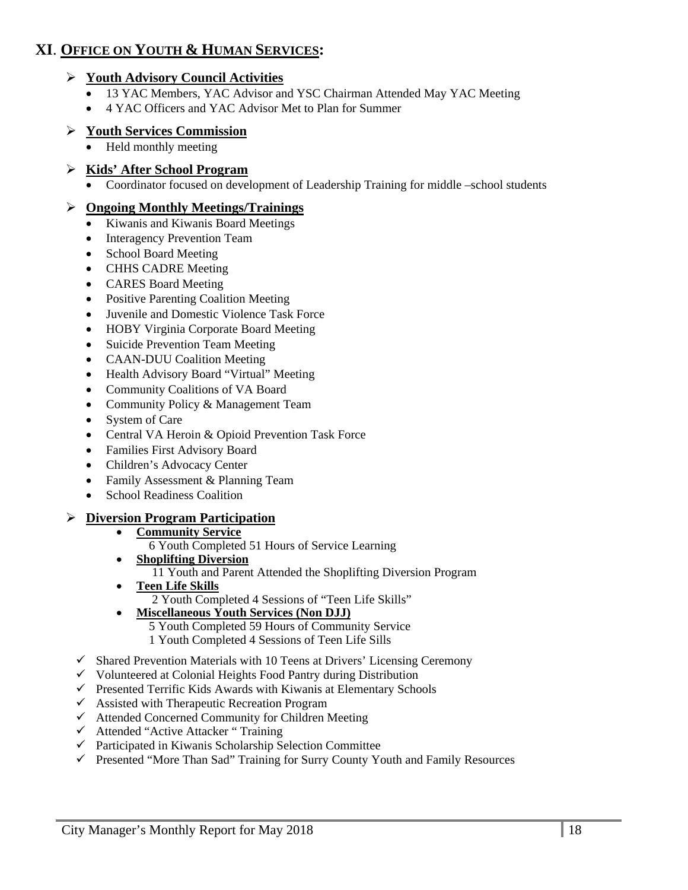## XI. OFFICE ON YOUTH & HUMAN SERVICES:

- **Youth Advisory Council Activities**
  - 13 YAC Members, YAC Advisor and YSC Chairman Attended May YAC Meeting
  - 4 YAC Officers and YAC Advisor Met to Plan for Summer
- **Youth Services Commission**
  - Held monthly meeting
- **Kids' After School Program**
  - Coordinator focused on development of Leadership Training for middle –school students
- **Ongoing Monthly Meetings/Trainings**
  - Kiwanis and Kiwanis Board Meetings
  - Interagency Prevention Team
  - School Board Meeting
  - CHHS CADRE Meeting
  - CARES Board Meeting
  - Positive Parenting Coalition Meeting
  - Juvenile and Domestic Violence Task Force
  - HOBY Virginia Corporate Board Meeting
  - Suicide Prevention Team Meeting
  - CAAN-DUU Coalition Meeting
  - Health Advisory Board "Virtual" Meeting
  - Community Coalitions of VA Board
  - Community Policy & Management Team
  - System of Care
  - Central VA Heroin & Opioid Prevention Task Force
  - Families First Advisory Board
  - Children's Advocacy Center
  - Family Assessment & Planning Team
  - School Readiness Coalition
- **Diversion Program Participation**
  - **Community Service**
    6 Youth Completed 51 Hours of Service Learning
  - **Shoplifting Diversion**
    11 Youth and Parent Attended the Shoplifting Diversion Program
  - **Teen Life Skills**
    2 Youth Completed 4 Sessions of "Teen Life Skills"
  - **Miscellaneous Youth Services (Non DJJ)**
    5 Youth Completed 59 Hours of Community Service
    1 Youth Completed 4 Sessions of Teen Life Sills

- ✓ Shared Prevention Materials with 10 Teens at Drivers' Licensing Ceremony
- ✓ Volunteered at Colonial Heights Food Pantry during Distribution
- ✓ Presented Terrific Kids Awards with Kiwanis at Elementary Schools
- ✓ Assisted with Therapeutic Recreation Program
- ✓ Attended Concerned Community for Children Meeting
- ✓ Attended "Active Attacker " Training
- ✓ Participated in Kiwanis Scholarship Selection Committee
- ✓ Presented "More Than Sad" Training for Surry County Youth and Family Resources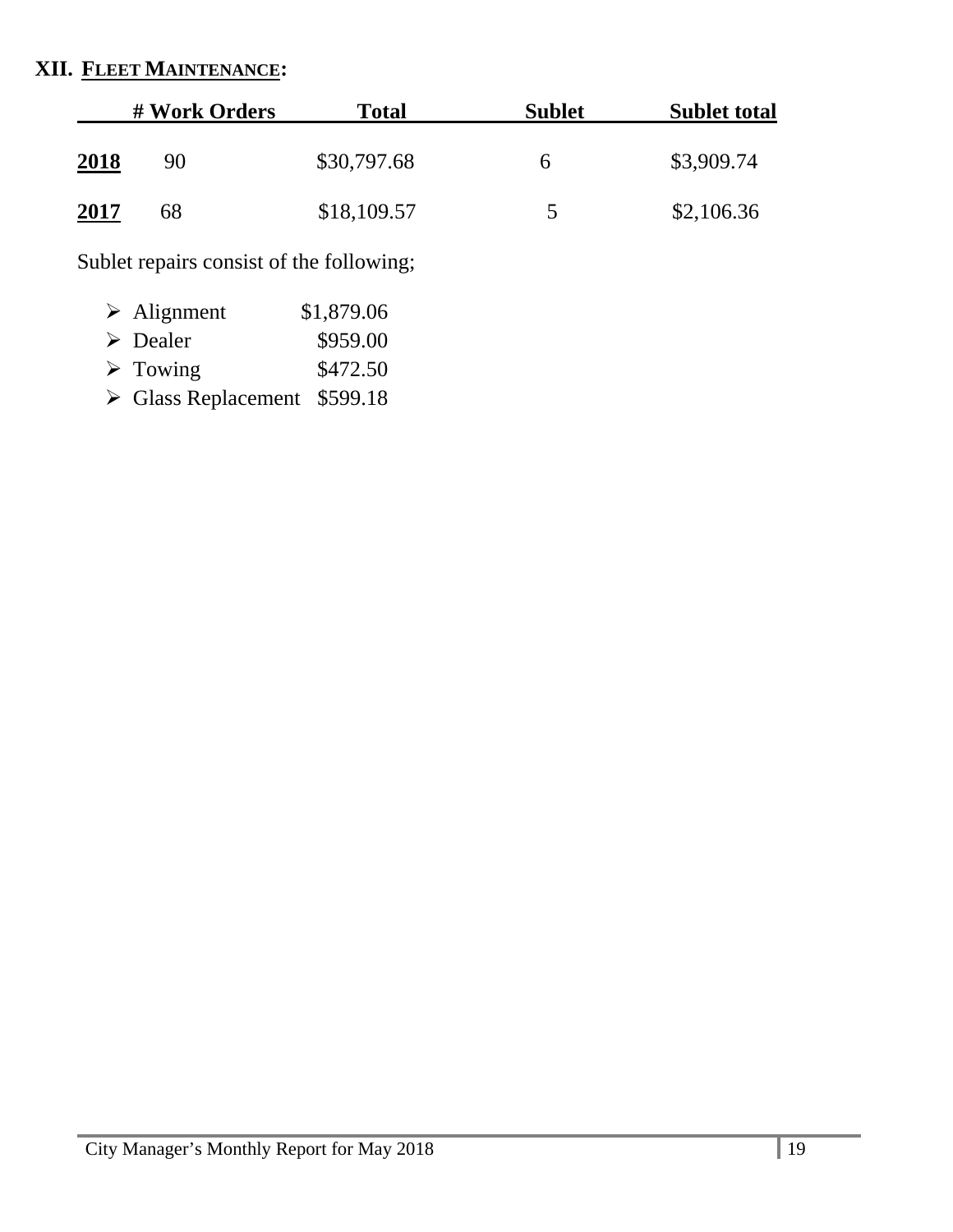## XII. FLEET MAINTENANCE:

| | # Work Orders | Total | Sublet | Sublet total |
|---|---|---|---|---|
| **2018** | 90 | $30,797.68 | 6 | $3,909.74 |
| **2017** | 68 | $18,109.57 | 5 | $2,106.36 |

Sublet repairs consist of the following;

- Alignment $1,879.06
- Dealer $959.00
- Towing $472.50
- Glass Replacement $599.18